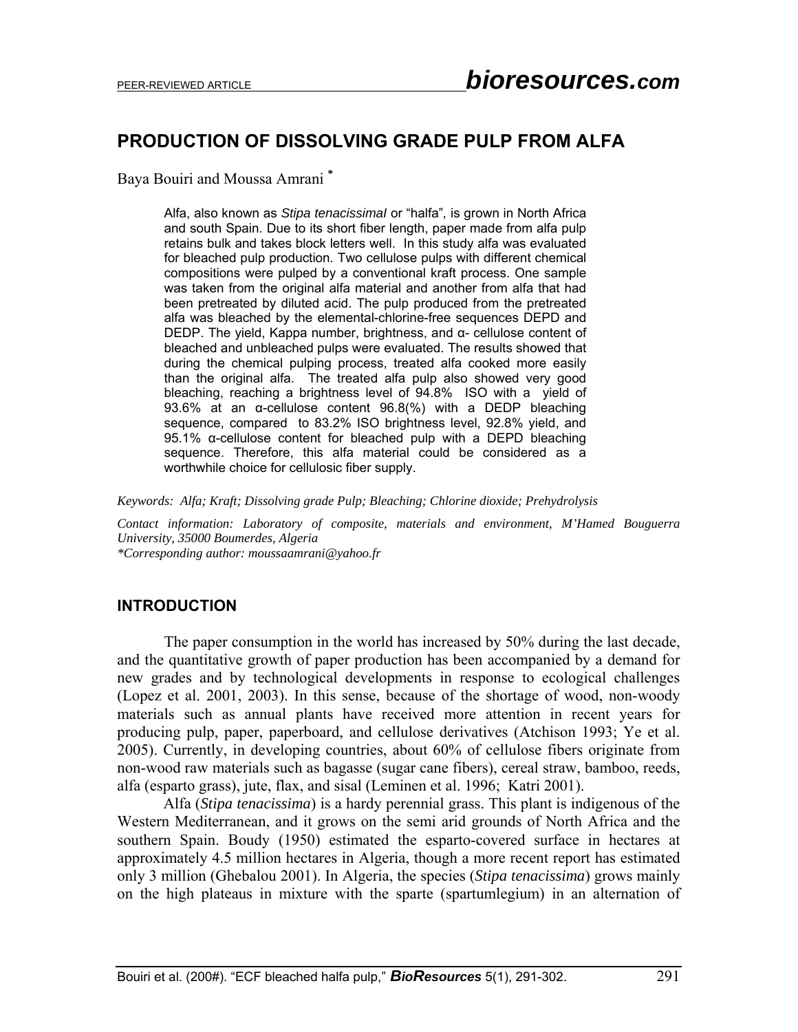PEER-REVIEWED ARTICLE

# PRODUCTION OF DISSOLVING GRADE PULP FROM ALFA

Baya Bouiri and Moussa Amrani *

> Alfa, also known as *Stipa tenacissimal* or "halfa", is grown in North Africa and south Spain. Due to its short fiber length, paper made from alfa pulp retains bulk and takes block letters well. In this study alfa was evaluated for bleached pulp production. Two cellulose pulps with different chemical compositions were pulped by a conventional kraft process. One sample was taken from the original alfa material and another from alfa that had been pretreated by diluted acid. The pulp produced from the pretreated alfa was bleached by the elemental-chlorine-free sequences DEPD and DEDP. The yield, Kappa number, brightness, and α- cellulose content of bleached and unbleached pulps were evaluated. The results showed that during the chemical pulping process, treated alfa cooked more easily than the original alfa. The treated alfa pulp also showed very good bleaching, reaching a brightness level of 94.8% ISO with a yield of 93.6% at an α-cellulose content 96.8(%) with a DEDP bleaching sequence, compared to 83.2% ISO brightness level, 92.8% yield, and 95.1% α-cellulose content for bleached pulp with a DEPD bleaching sequence. Therefore, this alfa material could be considered as a worthwhile choice for cellulosic fiber supply.

*Keywords: Alfa; Kraft; Dissolving grade Pulp; Bleaching; Chlorine dioxide; Prehydrolysis*

*Contact information: Laboratory of composite, materials and environment, M'Hamed Bouguerra University, 35000 Boumerdes, Algeria*
*\*Corresponding author: moussaamrani@yahoo.fr*

## INTRODUCTION

The paper consumption in the world has increased by 50% during the last decade, and the quantitative growth of paper production has been accompanied by a demand for new grades and by technological developments in response to ecological challenges (Lopez et al. 2001, 2003). In this sense, because of the shortage of wood, non-woody materials such as annual plants have received more attention in recent years for producing pulp, paper, paperboard, and cellulose derivatives (Atchison 1993; Ye et al. 2005). Currently, in developing countries, about 60% of cellulose fibers originate from non-wood raw materials such as bagasse (sugar cane fibers), cereal straw, bamboo, reeds, alfa (esparto grass), jute, flax, and sisal (Leminen et al. 1996; Katri 2001).

Alfa (*Stipa tenacissima*) is a hardy perennial grass. This plant is indigenous of the Western Mediterranean, and it grows on the semi arid grounds of North Africa and the southern Spain. Boudy (1950) estimated the esparto-covered surface in hectares at approximately 4.5 million hectares in Algeria, though a more recent report has estimated only 3 million (Ghebalou 2001). In Algeria, the species (*Stipa tenacissima*) grows mainly on the high plateaus in mixture with the sparte (spartumlegium) in an alternation of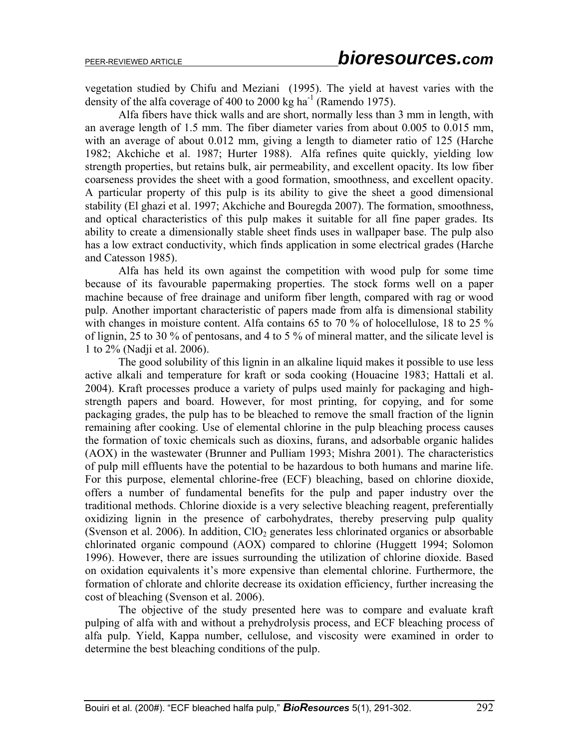vegetation studied by Chifu and Meziani (1995). The yield at havest varies with the density of the alfa coverage of 400 to 2000 kg $ha^{-1}$ (Ramendo 1975).

Alfa fibers have thick walls and are short, normally less than 3 mm in length, with an average length of 1.5 mm. The fiber diameter varies from about 0.005 to 0.015 mm, with an average of about 0.012 mm, giving a length to diameter ratio of 125 (Harche 1982; Akchiche et al. 1987; Hurter 1988). Alfa refines quite quickly, yielding low strength properties, but retains bulk, air permeability, and excellent opacity. Its low fiber coarseness provides the sheet with a good formation, smoothness, and excellent opacity. A particular property of this pulp is its ability to give the sheet a good dimensional stability (El ghazi et al. 1997; Akchiche and Bouregda 2007). The formation, smoothness, and optical characteristics of this pulp makes it suitable for all fine paper grades. Its ability to create a dimensionally stable sheet finds uses in wallpaper base. The pulp also has a low extract conductivity, which finds application in some electrical grades (Harche and Catesson 1985).

Alfa has held its own against the competition with wood pulp for some time because of its favourable papermaking properties. The stock forms well on a paper machine because of free drainage and uniform fiber length, compared with rag or wood pulp. Another important characteristic of papers made from alfa is dimensional stability with changes in moisture content. Alfa contains 65 to 70 % of holocellulose, 18 to 25 % of lignin, 25 to 30 % of pentosans, and 4 to 5 % of mineral matter, and the silicate level is 1 to 2% (Nadji et al. 2006).

The good solubility of this lignin in an alkaline liquid makes it possible to use less active alkali and temperature for kraft or soda cooking (Houacine 1983; Hattali et al. 2004). Kraft processes produce a variety of pulps used mainly for packaging and high-strength papers and board. However, for most printing, for copying, and for some packaging grades, the pulp has to be bleached to remove the small fraction of the lignin remaining after cooking. Use of elemental chlorine in the pulp bleaching process causes the formation of toxic chemicals such as dioxins, furans, and adsorbable organic halides (AOX) in the wastewater (Brunner and Pulliam 1993; Mishra 2001). The characteristics of pulp mill effluents have the potential to be hazardous to both humans and marine life. For this purpose, elemental chlorine-free (ECF) bleaching, based on chlorine dioxide, offers a number of fundamental benefits for the pulp and paper industry over the traditional methods. Chlorine dioxide is a very selective bleaching reagent, preferentially oxidizing lignin in the presence of carbohydrates, thereby preserving pulp quality (Svenson et al. 2006). In addition, $ClO_2$ generates less chlorinated organics or absorbable chlorinated organic compound (AOX) compared to chlorine (Huggett 1994; Solomon 1996). However, there are issues surrounding the utilization of chlorine dioxide. Based on oxidation equivalents it's more expensive than elemental chlorine. Furthermore, the formation of chlorate and chlorite decrease its oxidation efficiency, further increasing the cost of bleaching (Svenson et al. 2006).

The objective of the study presented here was to compare and evaluate kraft pulping of alfa with and without a prehydrolysis process, and ECF bleaching process of alfa pulp. Yield, Kappa number, cellulose, and viscosity were examined in order to determine the best bleaching conditions of the pulp.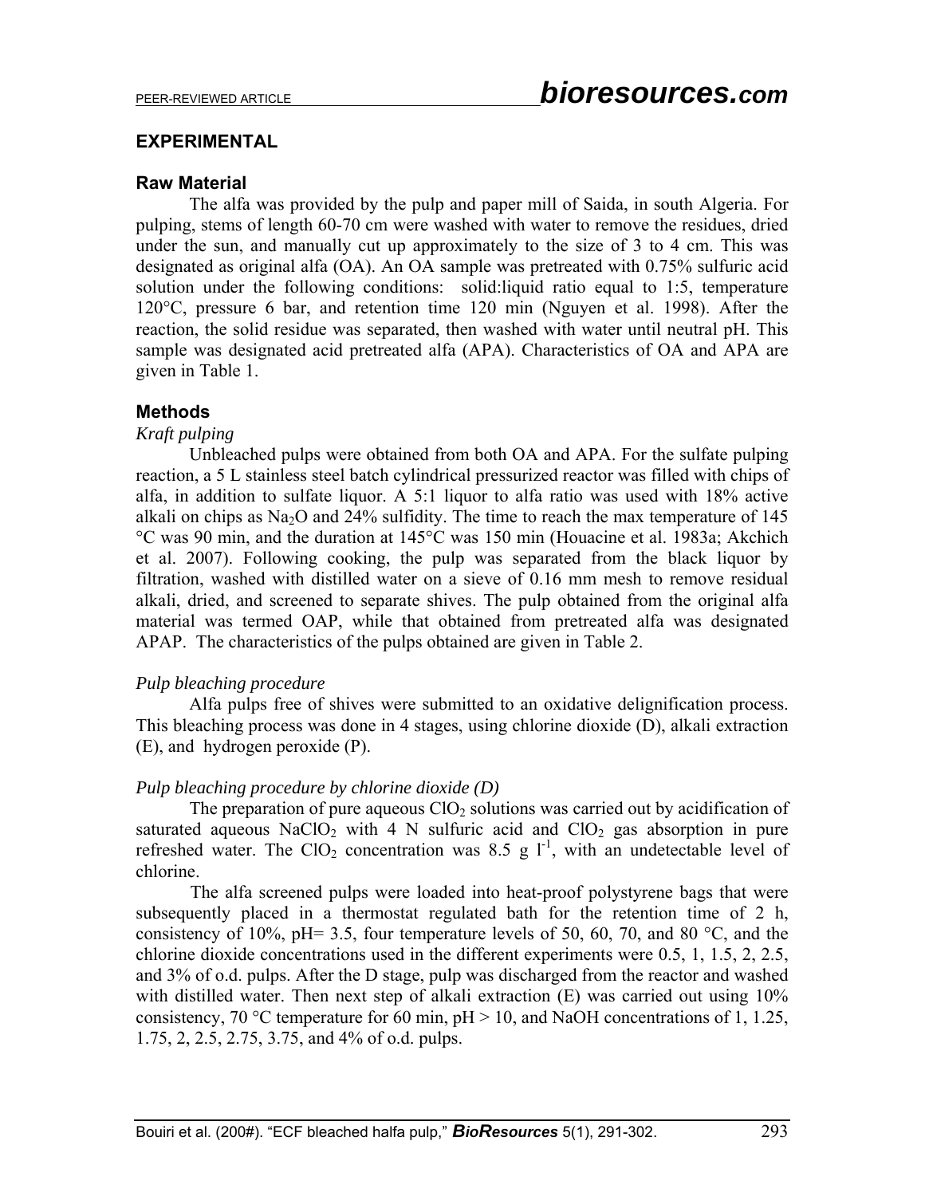## EXPERIMENTAL

### Raw Material

The alfa was provided by the pulp and paper mill of Saida, in south Algeria. For pulping, stems of length 60-70 cm were washed with water to remove the residues, dried under the sun, and manually cut up approximately to the size of 3 to 4 cm. This was designated as original alfa (OA). An OA sample was pretreated with 0.75% sulfuric acid solution under the following conditions: solid:liquid ratio equal to 1:5, temperature 120°C, pressure 6 bar, and retention time 120 min (Nguyen et al. 1998). After the reaction, the solid residue was separated, then washed with water until neutral pH. This sample was designated acid pretreated alfa (APA). Characteristics of OA and APA are given in Table 1.

### Methods

*Kraft pulping*

Unbleached pulps were obtained from both OA and APA. For the sulfate pulping reaction, a 5 L stainless steel batch cylindrical pressurized reactor was filled with chips of alfa, in addition to sulfate liquor. A 5:1 liquor to alfa ratio was used with 18% active alkali on chips as $Na_2O$ and 24% sulfidity. The time to reach the max temperature of 145 °C was 90 min, and the duration at 145°C was 150 min (Houacine et al. 1983a; Akchich et al. 2007). Following cooking, the pulp was separated from the black liquor by filtration, washed with distilled water on a sieve of 0.16 mm mesh to remove residual alkali, dried, and screened to separate shives. The pulp obtained from the original alfa material was termed OAP, while that obtained from pretreated alfa was designated APAP. The characteristics of the pulps obtained are given in Table 2.

*Pulp bleaching procedure*

Alfa pulps free of shives were submitted to an oxidative delignification process. This bleaching process was done in 4 stages, using chlorine dioxide (D), alkali extraction (E), and hydrogen peroxide (P).

*Pulp bleaching procedure by chlorine dioxide (D)*

The preparation of pure aqueous $ClO_2$ solutions was carried out by acidification of saturated aqueous $NaClO_2$ with 4 N sulfuric acid and $ClO_2$ gas absorption in pure refreshed water. The $ClO_2$ concentration was 8.5 g $l^{-1}$, with an undetectable level of chlorine.

The alfa screened pulps were loaded into heat-proof polystyrene bags that were subsequently placed in a thermostat regulated bath for the retention time of 2 h, consistency of 10%, pH= 3.5, four temperature levels of 50, 60, 70, and 80 °C, and the chlorine dioxide concentrations used in the different experiments were 0.5, 1, 1.5, 2, 2.5, and 3% of o.d. pulps. After the D stage, pulp was discharged from the reactor and washed with distilled water. Then next step of alkali extraction (E) was carried out using 10% consistency, 70 °C temperature for 60 min, pH > 10, and NaOH concentrations of 1, 1.25, 1.75, 2, 2.5, 2.75, 3.75, and 4% of o.d. pulps.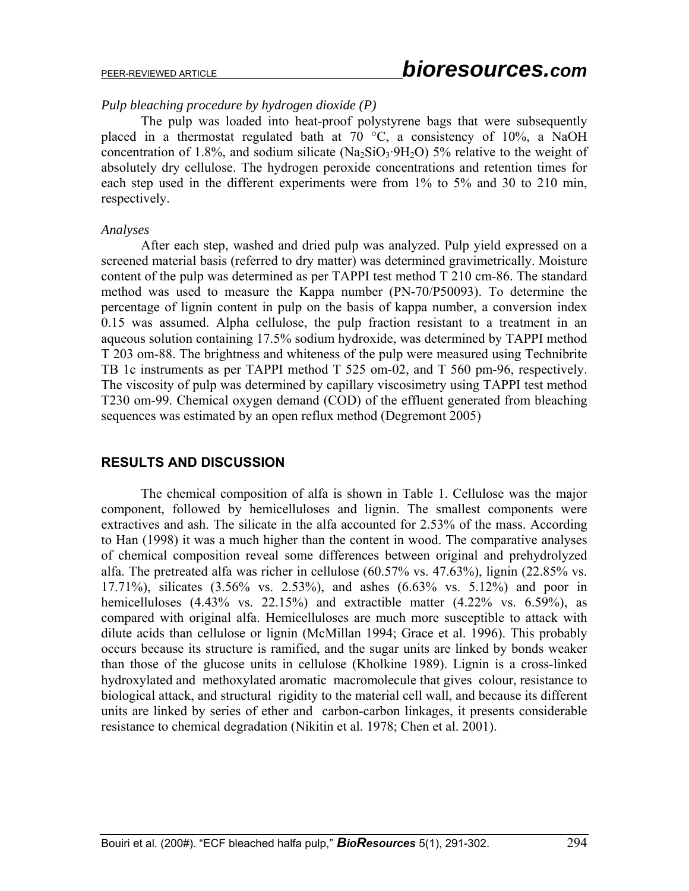*Pulp bleaching procedure by hydrogen dioxide (P)*

The pulp was loaded into heat-proof polystyrene bags that were subsequently placed in a thermostat regulated bath at 70 °C, a consistency of 10%, a NaOH concentration of 1.8%, and sodium silicate ($Na_2SiO_3{\cdot}9H_2O$) 5% relative to the weight of absolutely dry cellulose. The hydrogen peroxide concentrations and retention times for each step used in the different experiments were from 1% to 5% and 30 to 210 min, respectively.

*Analyses*

After each step, washed and dried pulp was analyzed. Pulp yield expressed on a screened material basis (referred to dry matter) was determined gravimetrically. Moisture content of the pulp was determined as per TAPPI test method T 210 cm-86. The standard method was used to measure the Kappa number (PN-70/P50093). To determine the percentage of lignin content in pulp on the basis of kappa number, a conversion index 0.15 was assumed. Alpha cellulose, the pulp fraction resistant to a treatment in an aqueous solution containing 17.5% sodium hydroxide, was determined by TAPPI method T 203 om-88. The brightness and whiteness of the pulp were measured using Technibrite TB 1c instruments as per TAPPI method T 525 om-02, and T 560 pm-96, respectively. The viscosity of pulp was determined by capillary viscosimetry using TAPPI test method T230 om-99. Chemical oxygen demand (COD) of the effluent generated from bleaching sequences was estimated by an open reflux method (Degremont 2005)

## RESULTS AND DISCUSSION

The chemical composition of alfa is shown in Table 1. Cellulose was the major component, followed by hemicelluloses and lignin. The smallest components were extractives and ash. The silicate in the alfa accounted for 2.53% of the mass. According to Han (1998) it was a much higher than the content in wood. The comparative analyses of chemical composition reveal some differences between original and prehydrolyzed alfa. The pretreated alfa was richer in cellulose (60.57% vs. 47.63%), lignin (22.85% vs. 17.71%), silicates (3.56% vs. 2.53%), and ashes (6.63% vs. 5.12%) and poor in hemicelluloses (4.43% vs. 22.15%) and extractible matter (4.22% vs. 6.59%), as compared with original alfa. Hemicelluloses are much more susceptible to attack with dilute acids than cellulose or lignin (McMillan 1994; Grace et al. 1996). This probably occurs because its structure is ramified, and the sugar units are linked by bonds weaker than those of the glucose units in cellulose (Kholkine 1989). Lignin is a cross-linked hydroxylated and methoxylated aromatic macromolecule that gives colour, resistance to biological attack, and structural rigidity to the material cell wall, and because its different units are linked by series of ether and carbon-carbon linkages, it presents considerable resistance to chemical degradation (Nikitin et al. 1978; Chen et al. 2001).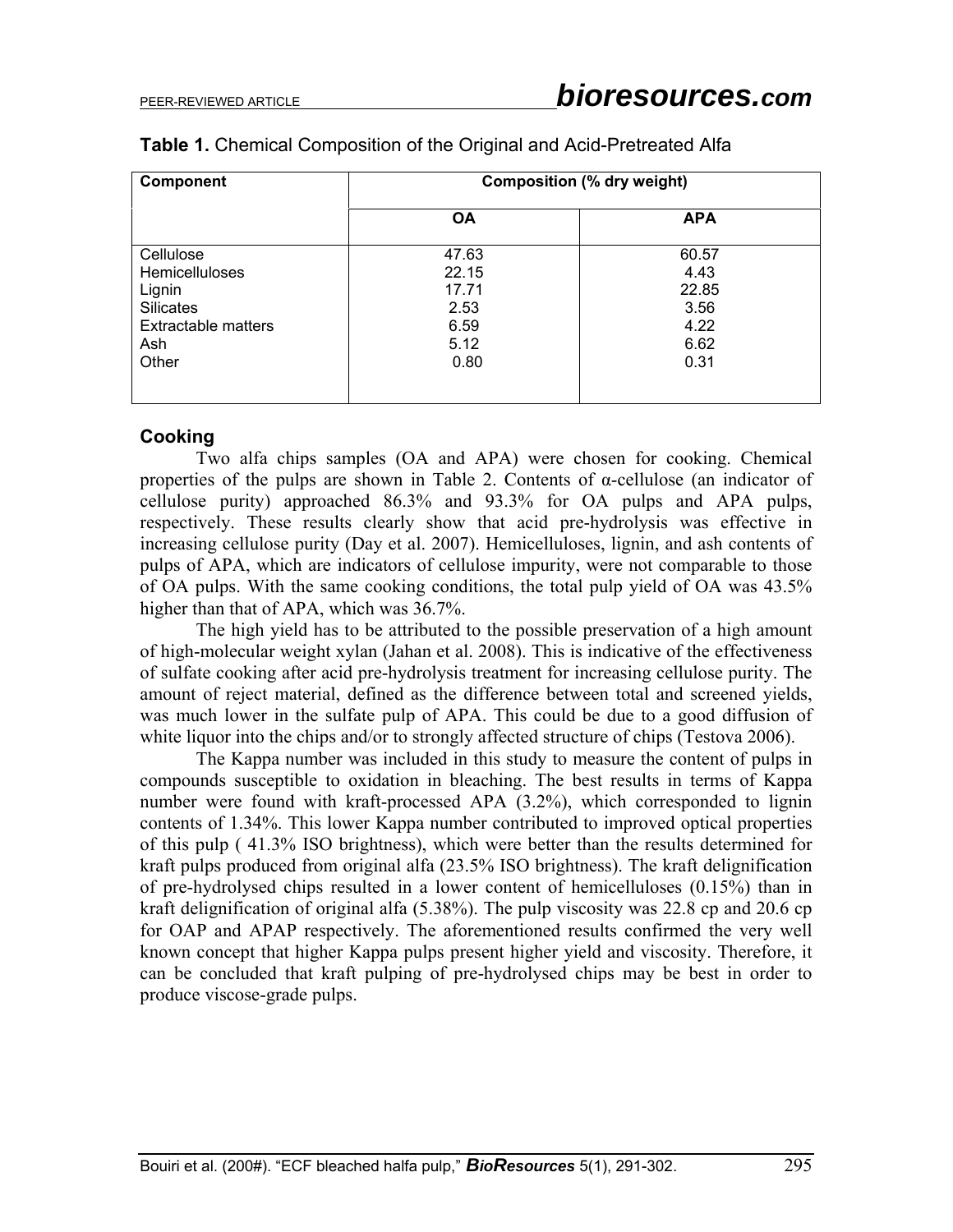**Table 1.** Chemical Composition of the Original and Acid-Pretreated Alfa

| Component | Composition (% dry weight) | |
|---|---|---|
| | OA | APA |
| Cellulose | 47.63 | 60.57 |
| Hemicelluloses | 22.15 | 4.43 |
| Lignin | 17.71 | 22.85 |
| Silicates | 2.53 | 3.56 |
| Extractable matters | 6.59 | 4.22 |
| Ash | 5.12 | 6.62 |
| Other | 0.80 | 0.31 |

### Cooking

Two alfa chips samples (OA and APA) were chosen for cooking. Chemical properties of the pulps are shown in Table 2. Contents of α-cellulose (an indicator of cellulose purity) approached 86.3% and 93.3% for OA pulps and APA pulps, respectively. These results clearly show that acid pre-hydrolysis was effective in increasing cellulose purity (Day et al. 2007). Hemicelluloses, lignin, and ash contents of pulps of APA, which are indicators of cellulose impurity, were not comparable to those of OA pulps. With the same cooking conditions, the total pulp yield of OA was 43.5% higher than that of APA, which was 36.7%.

The high yield has to be attributed to the possible preservation of a high amount of high-molecular weight xylan (Jahan et al. 2008). This is indicative of the effectiveness of sulfate cooking after acid pre-hydrolysis treatment for increasing cellulose purity. The amount of reject material, defined as the difference between total and screened yields, was much lower in the sulfate pulp of APA. This could be due to a good diffusion of white liquor into the chips and/or to strongly affected structure of chips (Testova 2006).

The Kappa number was included in this study to measure the content of pulps in compounds susceptible to oxidation in bleaching. The best results in terms of Kappa number were found with kraft-processed APA (3.2%), which corresponded to lignin contents of 1.34%. This lower Kappa number contributed to improved optical properties of this pulp ( 41.3% ISO brightness), which were better than the results determined for kraft pulps produced from original alfa (23.5% ISO brightness). The kraft delignification of pre-hydrolysed chips resulted in a lower content of hemicelluloses (0.15%) than in kraft delignification of original alfa (5.38%). The pulp viscosity was 22.8 cp and 20.6 cp for OAP and APAP respectively. The aforementioned results confirmed the very well known concept that higher Kappa pulps present higher yield and viscosity. Therefore, it can be concluded that kraft pulping of pre-hydrolysed chips may be best in order to produce viscose-grade pulps.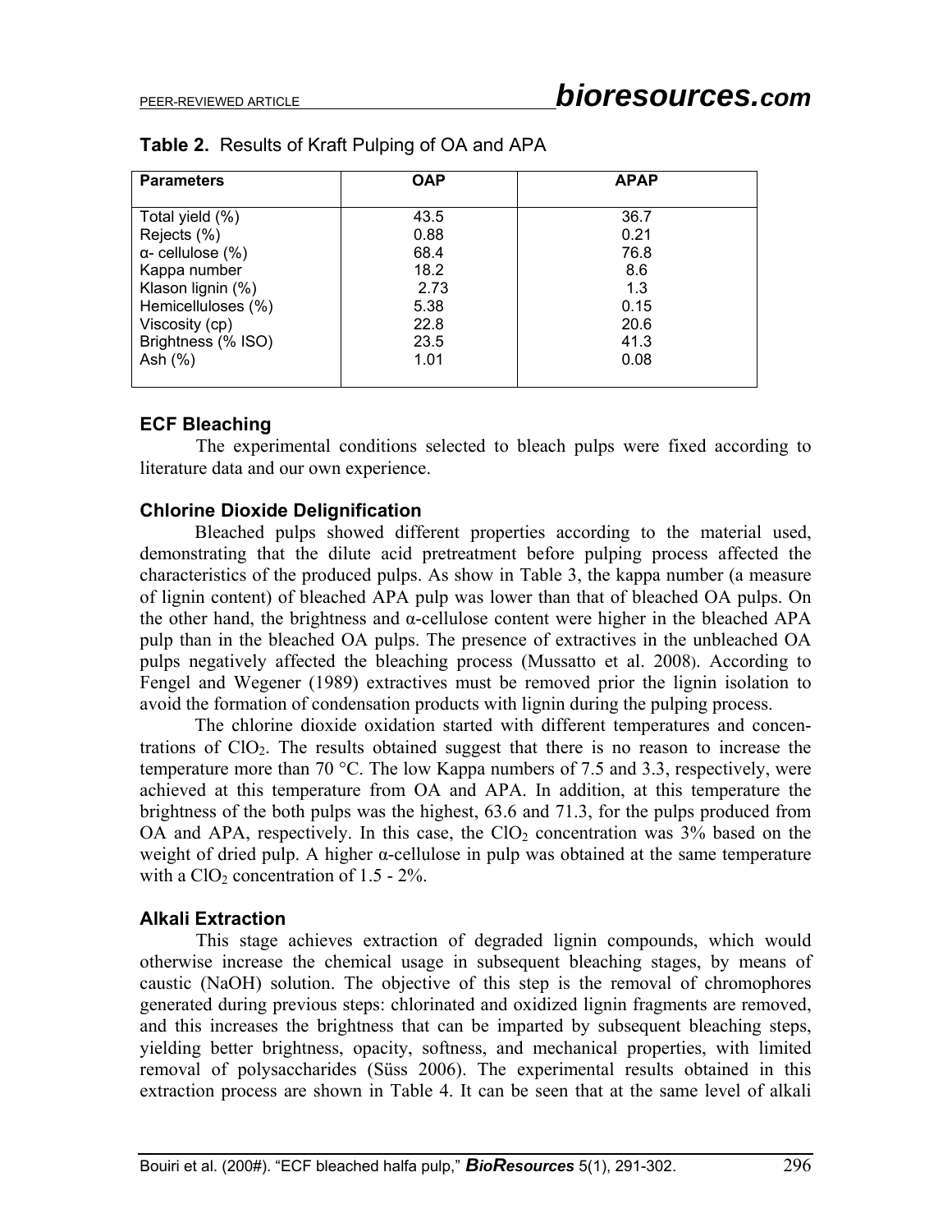**Table 2.** Results of Kraft Pulping of OA and APA

| Parameters | OAP | APAP |
|---|---|---|
| Total yield (%) | 43.5 | 36.7 |
| Rejects (%) | 0.88 | 0.21 |
| α- cellulose (%) | 68.4 | 76.8 |
| Kappa number | 18.2 | 8.6 |
| Klason lignin (%) | 2.73 | 1.3 |
| Hemicelluloses (%) | 5.38 | 0.15 |
| Viscosity (cp) | 22.8 | 20.6 |
| Brightness (% ISO) | 23.5 | 41.3 |
| Ash (%) | 1.01 | 0.08 |

### ECF Bleaching

The experimental conditions selected to bleach pulps were fixed according to literature data and our own experience.

### Chlorine Dioxide Delignification

Bleached pulps showed different properties according to the material used, demonstrating that the dilute acid pretreatment before pulping process affected the characteristics of the produced pulps. As show in Table 3, the kappa number (a measure of lignin content) of bleached APA pulp was lower than that of bleached OA pulps. On the other hand, the brightness and α-cellulose content were higher in the bleached APA pulp than in the bleached OA pulps. The presence of extractives in the unbleached OA pulps negatively affected the bleaching process (Mussatto et al. 2008). According to Fengel and Wegener (1989) extractives must be removed prior the lignin isolation to avoid the formation of condensation products with lignin during the pulping process.

The chlorine dioxide oxidation started with different temperatures and concentrations of $ClO_2$. The results obtained suggest that there is no reason to increase the temperature more than 70 °C. The low Kappa numbers of 7.5 and 3.3, respectively, were achieved at this temperature from OA and APA. In addition, at this temperature the brightness of the both pulps was the highest, 63.6 and 71.3, for the pulps produced from OA and APA, respectively. In this case, the $ClO_2$ concentration was 3% based on the weight of dried pulp. A higher α-cellulose in pulp was obtained at the same temperature with a $ClO_2$ concentration of 1.5 - 2%.

### Alkali Extraction

This stage achieves extraction of degraded lignin compounds, which would otherwise increase the chemical usage in subsequent bleaching stages, by means of caustic (NaOH) solution. The objective of this step is the removal of chromophores generated during previous steps: chlorinated and oxidized lignin fragments are removed, and this increases the brightness that can be imparted by subsequent bleaching steps, yielding better brightness, opacity, softness, and mechanical properties, with limited removal of polysaccharides (Süss 2006). The experimental results obtained in this extraction process are shown in Table 4. It can be seen that at the same level of alkali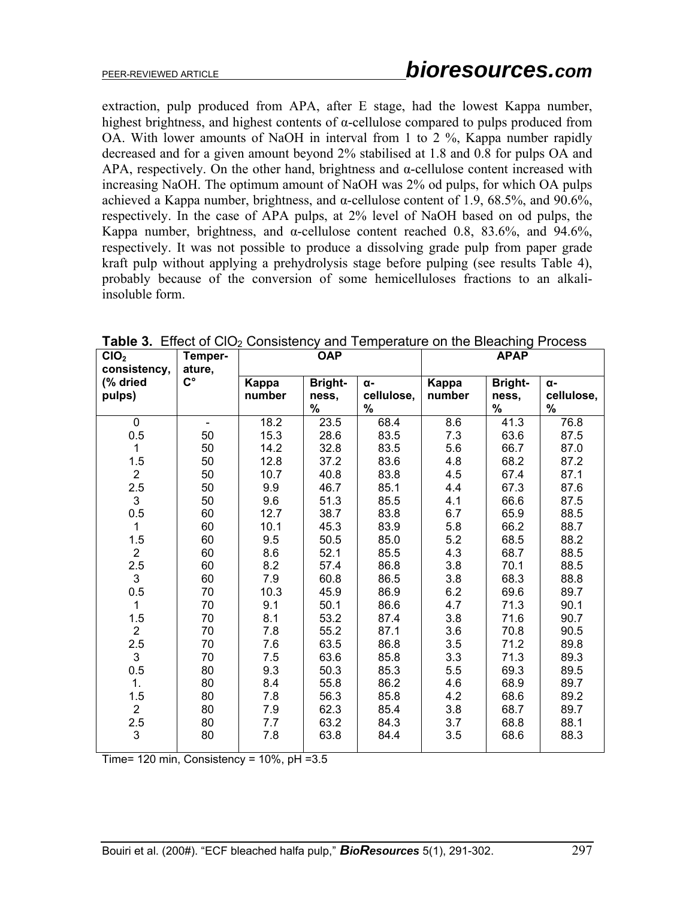extraction, pulp produced from APA, after E stage, had the lowest Kappa number, highest brightness, and highest contents of α-cellulose compared to pulps produced from OA. With lower amounts of NaOH in interval from 1 to 2 %, Kappa number rapidly decreased and for a given amount beyond 2% stabilised at 1.8 and 0.8 for pulps OA and APA, respectively. On the other hand, brightness and α-cellulose content increased with increasing NaOH. The optimum amount of NaOH was 2% od pulps, for which OA pulps achieved a Kappa number, brightness, and α-cellulose content of 1.9, 68.5%, and 90.6%, respectively. In the case of APA pulps, at 2% level of NaOH based on od pulps, the Kappa number, brightness, and α-cellulose content reached 0.8, 83.6%, and 94.6%, respectively. It was not possible to produce a dissolving grade pulp from paper grade kraft pulp without applying a prehydrolysis stage before pulping (see results Table 4), probably because of the conversion of some hemicelluloses fractions to an alkali-insoluble form.

**Table 3.** Effect of $ClO_2$ Consistency and Temperature on the Bleaching Process

| $ClO_2$ consistency, (% dried pulps) | Temperature, C° | OAP | | | APAP | | |
|---|---|---|---|---|---|---|---|
| | | Kappa number | Brightness, % | α-cellulose, % | Kappa number | Brightness, % | α-cellulose, % |
| 0 | - | 18.2 | 23.5 | 68.4 | 8.6 | 41.3 | 76.8 |
| 0.5 | 50 | 15.3 | 28.6 | 83.5 | 7.3 | 63.6 | 87.5 |
| 1 | 50 | 14.2 | 32.8 | 83.5 | 5.6 | 66.7 | 87.0 |
| 1.5 | 50 | 12.8 | 37.2 | 83.6 | 4.8 | 68.2 | 87.2 |
| 2 | 50 | 10.7 | 40.8 | 83.8 | 4.5 | 67.4 | 87.1 |
| 2.5 | 50 | 9.9 | 46.7 | 85.1 | 4.4 | 67.3 | 87.6 |
| 3 | 50 | 9.6 | 51.3 | 85.5 | 4.1 | 66.6 | 87.5 |
| 0.5 | 60 | 12.7 | 38.7 | 83.8 | 6.7 | 65.9 | 88.5 |
| 1 | 60 | 10.1 | 45.3 | 83.9 | 5.8 | 66.2 | 88.7 |
| 1.5 | 60 | 9.5 | 50.5 | 85.0 | 5.2 | 68.5 | 88.2 |
| 2 | 60 | 8.6 | 52.1 | 85.5 | 4.3 | 68.7 | 88.5 |
| 2.5 | 60 | 8.2 | 57.4 | 86.8 | 3.8 | 70.1 | 88.5 |
| 3 | 60 | 7.9 | 60.8 | 86.5 | 3.8 | 68.3 | 88.8 |
| 0.5 | 70 | 10.3 | 45.9 | 86.9 | 6.2 | 69.6 | 89.7 |
| 1 | 70 | 9.1 | 50.1 | 86.6 | 4.7 | 71.3 | 90.1 |
| 1.5 | 70 | 8.1 | 53.2 | 87.4 | 3.8 | 71.6 | 90.7 |
| 2 | 70 | 7.8 | 55.2 | 87.1 | 3.6 | 70.8 | 90.5 |
| 2.5 | 70 | 7.6 | 63.5 | 86.8 | 3.5 | 71.2 | 89.8 |
| 3 | 70 | 7.5 | 63.6 | 85.8 | 3.3 | 71.3 | 89.3 |
| 0.5 | 80 | 9.3 | 50.3 | 85.3 | 5.5 | 69.3 | 89.5 |
| 1. | 80 | 8.4 | 55.8 | 86.2 | 4.6 | 68.9 | 89.7 |
| 1.5 | 80 | 7.8 | 56.3 | 85.8 | 4.2 | 68.6 | 89.2 |
| 2 | 80 | 7.9 | 62.3 | 85.4 | 3.8 | 68.7 | 89.7 |
| 2.5 | 80 | 7.7 | 63.2 | 84.3 | 3.7 | 68.8 | 88.1 |
| 3 | 80 | 7.8 | 63.8 | 84.4 | 3.5 | 68.6 | 88.3 |

Time= 120 min, Consistency = 10%, pH =3.5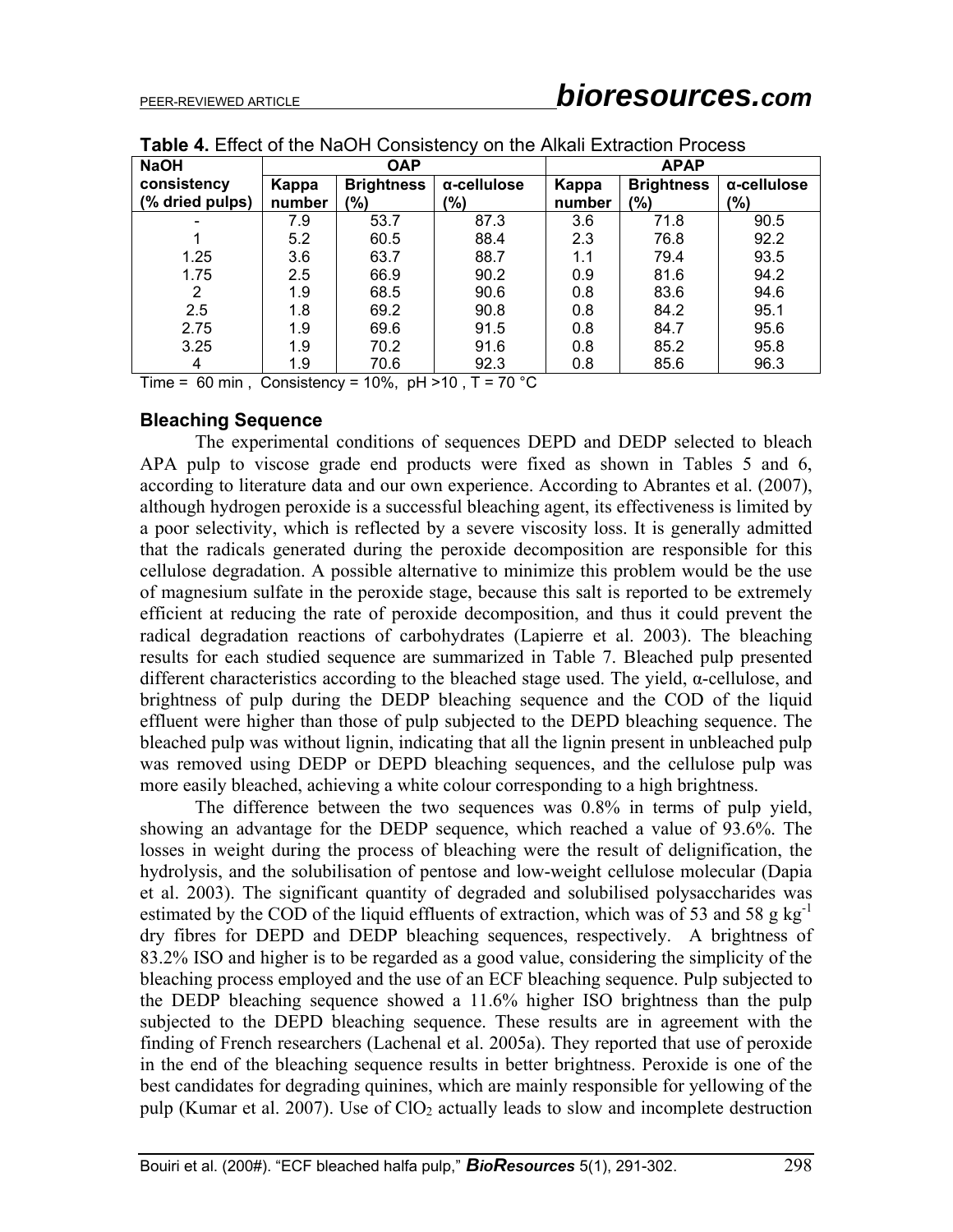**Table 4.** Effect of the NaOH Consistency on the Alkali Extraction Process

| NaOH consistency (% dried pulps) | OAP | | | APAP | | |
|---|---|---|---|---|---|---|
| | Kappa number | Brightness (%) | α-cellulose (%) | Kappa number | Brightness (%) | α-cellulose (%) |
| - | 7.9 | 53.7 | 87.3 | 3.6 | 71.8 | 90.5 |
| 1 | 5.2 | 60.5 | 88.4 | 2.3 | 76.8 | 92.2 |
| 1.25 | 3.6 | 63.7 | 88.7 | 1.1 | 79.4 | 93.5 |
| 1.75 | 2.5 | 66.9 | 90.2 | 0.9 | 81.6 | 94.2 |
| 2 | 1.9 | 68.5 | 90.6 | 0.8 | 83.6 | 94.6 |
| 2.5 | 1.8 | 69.2 | 90.8 | 0.8 | 84.2 | 95.1 |
| 2.75 | 1.9 | 69.6 | 91.5 | 0.8 | 84.7 | 95.6 |
| 3.25 | 1.9 | 70.2 | 91.6 | 0.8 | 85.2 | 95.8 |
| 4 | 1.9 | 70.6 | 92.3 | 0.8 | 85.6 | 96.3 |

Time = 60 min , Consistency = 10%, pH >10 , T = 70 °C

### Bleaching Sequence

The experimental conditions of sequences DEPD and DEDP selected to bleach APA pulp to viscose grade end products were fixed as shown in Tables 5 and 6, according to literature data and our own experience. According to Abrantes et al. (2007), although hydrogen peroxide is a successful bleaching agent, its effectiveness is limited by a poor selectivity, which is reflected by a severe viscosity loss. It is generally admitted that the radicals generated during the peroxide decomposition are responsible for this cellulose degradation. A possible alternative to minimize this problem would be the use of magnesium sulfate in the peroxide stage, because this salt is reported to be extremely efficient at reducing the rate of peroxide decomposition, and thus it could prevent the radical degradation reactions of carbohydrates (Lapierre et al. 2003). The bleaching results for each studied sequence are summarized in Table 7. Bleached pulp presented different characteristics according to the bleached stage used. The yield, α-cellulose, and brightness of pulp during the DEDP bleaching sequence and the COD of the liquid effluent were higher than those of pulp subjected to the DEPD bleaching sequence. The bleached pulp was without lignin, indicating that all the lignin present in unbleached pulp was removed using DEDP or DEPD bleaching sequences, and the cellulose pulp was more easily bleached, achieving a white colour corresponding to a high brightness.

The difference between the two sequences was 0.8% in terms of pulp yield, showing an advantage for the DEDP sequence, which reached a value of 93.6%. The losses in weight during the process of bleaching were the result of delignification, the hydrolysis, and the solubilisation of pentose and low-weight cellulose molecular (Dapia et al. 2003). The significant quantity of degraded and solubilised polysaccharides was estimated by the COD of the liquid effluents of extraction, which was of 53 and 58 g $kg^{-1}$ dry fibres for DEPD and DEDP bleaching sequences, respectively. A brightness of 83.2% ISO and higher is to be regarded as a good value, considering the simplicity of the bleaching process employed and the use of an ECF bleaching sequence. Pulp subjected to the DEDP bleaching sequence showed a 11.6% higher ISO brightness than the pulp subjected to the DEPD bleaching sequence. These results are in agreement with the finding of French researchers (Lachenal et al. 2005a). They reported that use of peroxide in the end of the bleaching sequence results in better brightness. Peroxide is one of the best candidates for degrading quinines, which are mainly responsible for yellowing of the pulp (Kumar et al. 2007). Use of $ClO_2$ actually leads to slow and incomplete destruction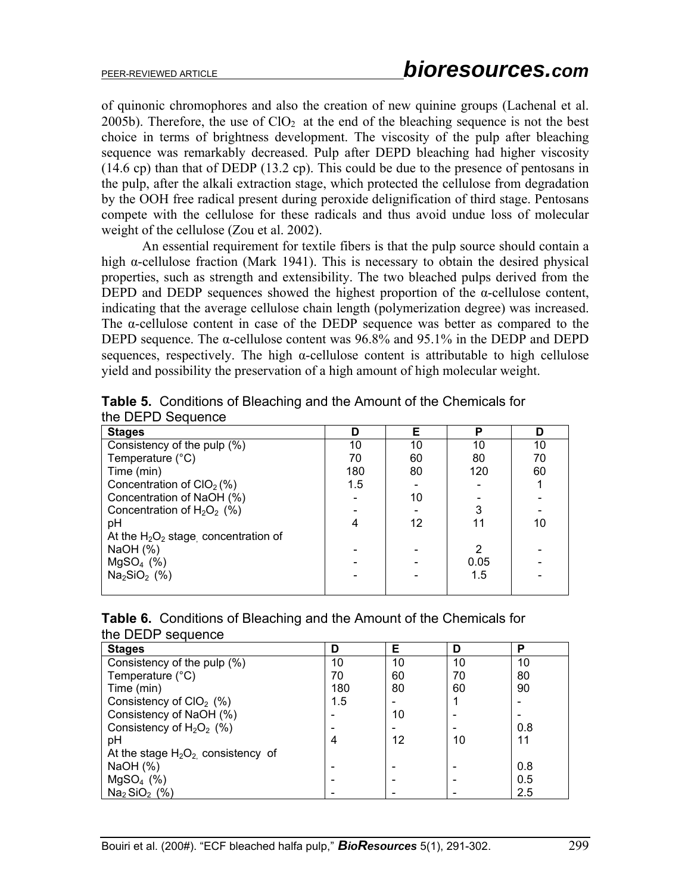of quinonic chromophores and also the creation of new quinine groups (Lachenal et al. 2005b). Therefore, the use of $ClO_2$ at the end of the bleaching sequence is not the best choice in terms of brightness development. The viscosity of the pulp after bleaching sequence was remarkably decreased. Pulp after DEPD bleaching had higher viscosity (14.6 cp) than that of DEDP (13.2 cp). This could be due to the presence of pentosans in the pulp, after the alkali extraction stage, which protected the cellulose from degradation by the OOH free radical present during peroxide delignification of third stage. Pentosans compete with the cellulose for these radicals and thus avoid undue loss of molecular weight of the cellulose (Zou et al. 2002).

An essential requirement for textile fibers is that the pulp source should contain a high α-cellulose fraction (Mark 1941). This is necessary to obtain the desired physical properties, such as strength and extensibility. The two bleached pulps derived from the DEPD and DEDP sequences showed the highest proportion of the α-cellulose content, indicating that the average cellulose chain length (polymerization degree) was increased. The α-cellulose content in case of the DEDP sequence was better as compared to the DEPD sequence. The α-cellulose content was 96.8% and 95.1% in the DEDP and DEPD sequences, respectively. The high α-cellulose content is attributable to high cellulose yield and possibility the preservation of a high amount of high molecular weight.

**Table 5.** Conditions of Bleaching and the Amount of the Chemicals for the DEPD Sequence

| Stages | D | E | P | D |
|---|---|---|---|---|
| Consistency of the pulp (%) | 10 | 10 | 10 | 10 |
| Temperature (°C) | 70 | 60 | 80 | 70 |
| Time (min) | 180 | 80 | 120 | 60 |
| Concentration of $ClO_2$ (%) | 1.5 | - | - | 1 |
| Concentration of NaOH (%) | - | 10 | - | - |
| Concentration of $H_2O_2$ (%) | - | - | 3 | - |
| pH | 4 | 12 | 11 | 10 |
| At the $H_2O_2$ stage, concentration of | | | | |
| NaOH (%) | - | - | 2 | - |
| $MgSO_4$ (%) | - | - | 0.05 | - |
| $Na_2SiO_2$ (%) | - | - | 1.5 | - |

**Table 6.** Conditions of Bleaching and the Amount of the Chemicals for the DEDP sequence

| Stages | D | E | D | P |
|---|---|---|---|---|
| Consistency of the pulp (%) | 10 | 10 | 10 | 10 |
| Temperature (°C) | 70 | 60 | 70 | 80 |
| Time (min) | 180 | 80 | 60 | 90 |
| Consistency of $ClO_2$ (%) | 1.5 | - | 1 | - |
| Consistency of NaOH (%) | - | 10 | - | - |
| Consistency of $H_2O_2$ (%) | - | - | - | 0.8 |
| pH | 4 | 12 | 10 | 11 |
| At the stage $H_2O_2$, consistency of | | | | |
| NaOH (%) | - | - | - | 0.8 |
| $MgSO_4$ (%) | - | - | - | 0.5 |
| $Na_2SiO_2$ (%) | - | - | - | 2.5 |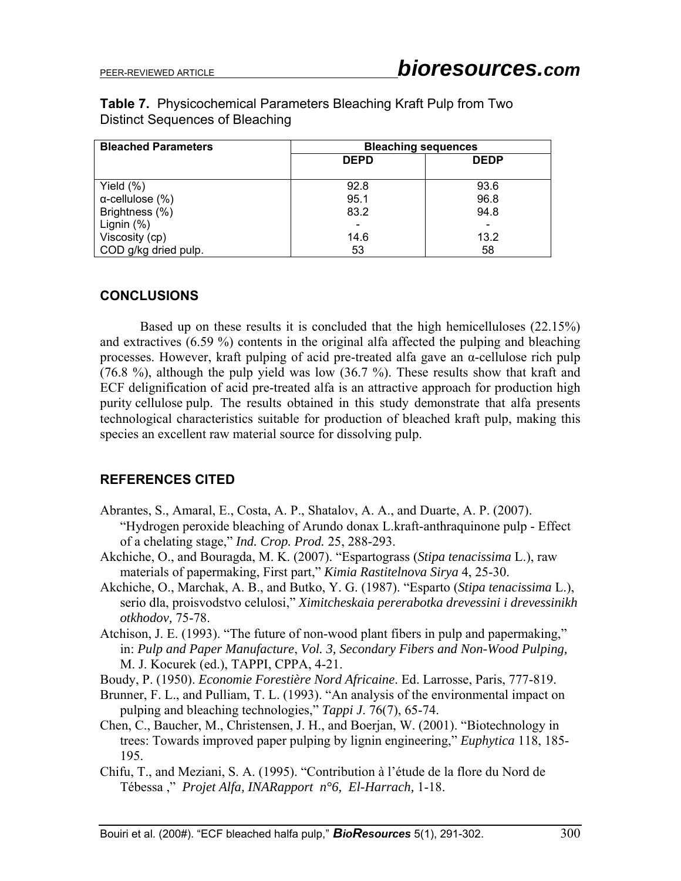**Table 7.** Physicochemical Parameters Bleaching Kraft Pulp from Two Distinct Sequences of Bleaching

| Bleached Parameters | Bleaching sequences | |
|---|---|---|
| | DEPD | DEDP |
| Yield (%) | 92.8 | 93.6 |
| α-cellulose (%) | 95.1 | 96.8 |
| Brightness (%) | 83.2 | 94.8 |
| Lignin (%) | - | - |
| Viscosity (cp) | 14.6 | 13.2 |
| COD g/kg dried pulp. | 53 | 58 |

## CONCLUSIONS

Based up on these results it is concluded that the high hemicelluloses (22.15%) and extractives (6.59 %) contents in the original alfa affected the pulping and bleaching processes. However, kraft pulping of acid pre-treated alfa gave an α-cellulose rich pulp (76.8 %), although the pulp yield was low (36.7 %). These results show that kraft and ECF delignification of acid pre-treated alfa is an attractive approach for production high purity cellulose pulp. The results obtained in this study demonstrate that alfa presents technological characteristics suitable for production of bleached kraft pulp, making this species an excellent raw material source for dissolving pulp.

## REFERENCES CITED

Abrantes, S., Amaral, E., Costa, A. P., Shatalov, A. A., and Duarte, A. P. (2007). "Hydrogen peroxide bleaching of Arundo donax L.kraft-anthraquinone pulp - Effect of a chelating stage," *Ind. Crop. Prod.* 25, 288-293.

Akchiche, O., and Bouragda, M. K. (2007). "Espartograss (*Stipa tenacissima* L.), raw materials of papermaking, First part," *Kimia Rastitelnova Sirya* 4, 25-30.

Akchiche, O., Marchak, A. B., and Butko, Y. G. (1987). "Esparto (*Stipa tenacissima* L.), serio dla, proisvodstvo celulosi," *Ximitcheskaia pererabotka drevessini i drevessinikh otkhodov,* 75-78.

Atchison, J. E. (1993). "The future of non-wood plant fibers in pulp and papermaking," in: *Pulp and Paper Manufacture*, *Vol. 3, Secondary Fibers and Non-Wood Pulping,* M. J. Kocurek (ed.), TAPPI, CPPA, 4-21.

Boudy, P. (1950). *Economie Forestière Nord Africaine*. Ed. Larrosse, Paris, 777-819.

Brunner, F. L., and Pulliam, T. L. (1993). "An analysis of the environmental impact on pulping and bleaching technologies," *Tappi J.* 76(7), 65-74.

Chen, C., Baucher, M., Christensen, J. H., and Boerjan, W. (2001). "Biotechnology in trees: Towards improved paper pulping by lignin engineering," *Euphytica* 118, 185-195.

Chifu, T., and Meziani, S. A. (1995). "Contribution à l'étude de la flore du Nord de Tébessa ," *Projet Alfa, INARapport n°6, El-Harrach,* 1-18.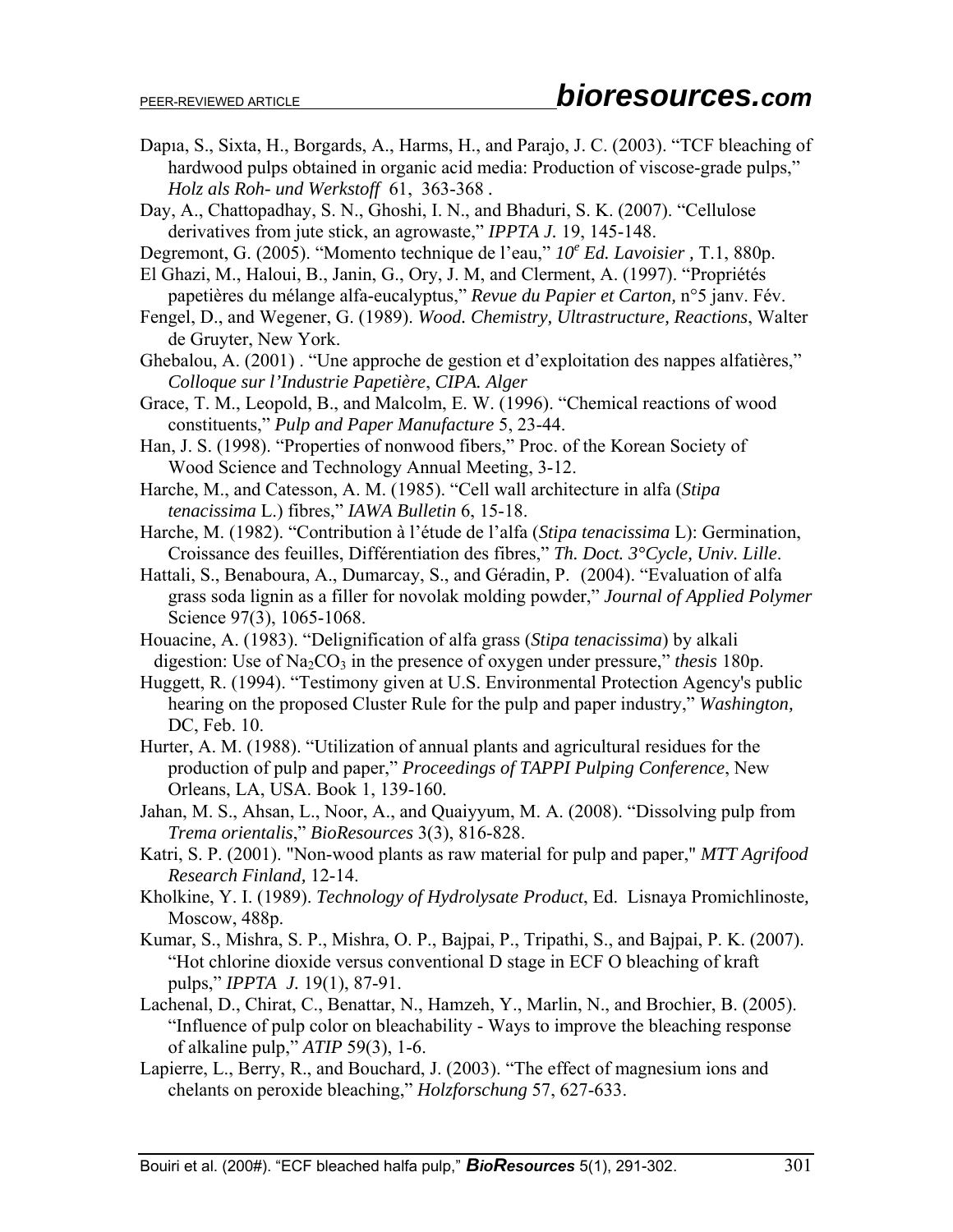Dapıa, S., Sixta, H., Borgards, A., Harms, H., and Parajo, J. C. (2003). "TCF bleaching of hardwood pulps obtained in organic acid media: Production of viscose-grade pulps," *Holz als Roh- und Werkstoff* 61, 363-368 .

Day, A., Chattopadhay, S. N., Ghoshi, I. N., and Bhaduri, S. K. (2007). "Cellulose derivatives from jute stick, an agrowaste," *IPPTA J.* 19, 145-148.

Degremont, G. (2005). "Momento technique de l'eau," *10$^e$ Ed. Lavoisier ,* T.1, 880p.

El Ghazi, M., Haloui, B., Janin, G., Ory, J. M, and Clerment, A. (1997). "Propriétés papetières du mélange alfa-eucalyptus," *Revue du Papier et Carton,* n°5 janv. Fév.

Fengel, D., and Wegener, G. (1989). *Wood. Chemistry, Ultrastructure, Reactions*, Walter de Gruyter, New York.

Ghebalou, A. (2001) . "Une approche de gestion et d'exploitation des nappes alfatières," *Colloque sur l'Industrie Papetière*, *CIPA. Alger*

Grace, T. M., Leopold, B., and Malcolm, E. W. (1996). "Chemical reactions of wood constituents," *Pulp and Paper Manufacture* 5, 23-44.

Han, J. S. (1998). "Properties of nonwood fibers," Proc. of the Korean Society of Wood Science and Technology Annual Meeting, 3-12.

Harche, M., and Catesson, A. M. (1985). "Cell wall architecture in alfa (*Stipa tenacissima* L.) fibres," *IAWA Bulletin* 6, 15-18.

Harche, M. (1982). "Contribution à l'étude de l'alfa (*Stipa tenacissima* L): Germination, Croissance des feuilles, Différentiation des fibres," *Th. Doct. 3°Cycle, Univ. Lille*.

Hattali, S., Benaboura, A., Dumarcay, S., and Géradin, P. (2004). "Evaluation of alfa grass soda lignin as a filler for novolak molding powder," *Journal of Applied Polymer* Science 97(3), 1065-1068.

Houacine, A. (1983). "Delignification of alfa grass (*Stipa tenacissima*) by alkali digestion: Use of $Na_2CO_3$ in the presence of oxygen under pressure," *thesis* 180p.

Huggett, R. (1994). "Testimony given at U.S. Environmental Protection Agency's public hearing on the proposed Cluster Rule for the pulp and paper industry," *Washington,* DC, Feb. 10.

Hurter, A. M. (1988). "Utilization of annual plants and agricultural residues for the production of pulp and paper," *Proceedings of TAPPI Pulping Conference*, New Orleans, LA, USA. Book 1, 139-160.

Jahan, M. S., Ahsan, L., Noor, A., and Quaiyyum, M. A. (2008). "Dissolving pulp from *Trema orientalis*," *BioResources* 3(3), 816-828.

Katri, S. P. (2001). "Non-wood plants as raw material for pulp and paper," *MTT Agrifood Research Finland,* 12-14.

Kholkine, Y. I. (1989). *Technology of Hydrolysate Product*, Ed. Lisnaya Promichlinoste*,* Moscow, 488p.

Kumar, S., Mishra, S. P., Mishra, O. P., Bajpai, P., Tripathi, S., and Bajpai, P. K. (2007). "Hot chlorine dioxide versus conventional D stage in ECF O bleaching of kraft pulps," *IPPTA J.* 19(1), 87-91.

Lachenal, D., Chirat, C., Benattar, N., Hamzeh, Y., Marlin, N., and Brochier, B. (2005). "Influence of pulp color on bleachability - Ways to improve the bleaching response of alkaline pulp," *ATIP* 59(3), 1-6.

Lapierre, L., Berry, R., and Bouchard, J. (2003). "The effect of magnesium ions and chelants on peroxide bleaching," *Holzforschung* 57, 627-633.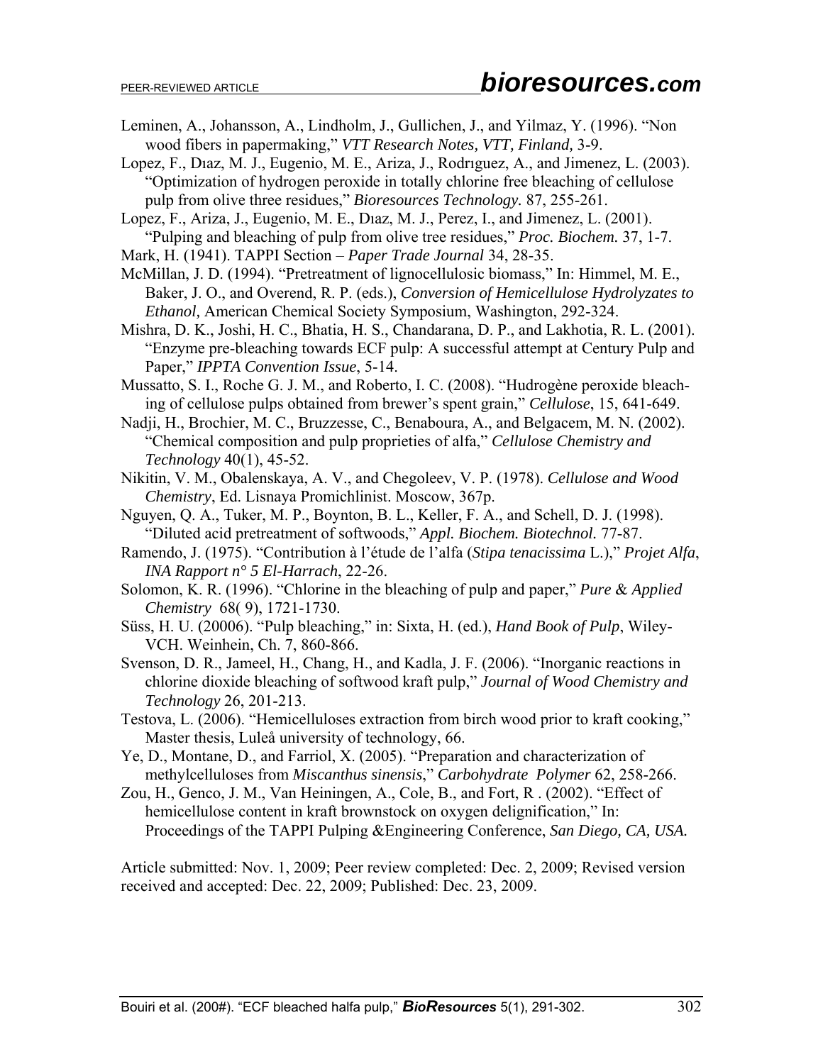Leminen, A., Johansson, A., Lindholm, J., Gullichen, J., and Yilmaz, Y. (1996). "Non wood fibers in papermaking," *VTT Research Notes, VTT, Finland,* 3-9.

Lopez, F., Dıaz, M. J., Eugenio, M. E., Ariza, J., Rodrıguez, A., and Jimenez, L. (2003). "Optimization of hydrogen peroxide in totally chlorine free bleaching of cellulose pulp from olive three residues," *Bioresources Technology.* 87, 255-261.

Lopez, F., Ariza, J., Eugenio, M. E., Dıaz, M. J., Perez, I., and Jimenez, L. (2001). "Pulping and bleaching of pulp from olive tree residues," *Proc. Biochem.* 37, 1-7.

Mark, H. (1941). TAPPI Section – *Paper Trade Journal* 34, 28-35.

McMillan, J. D. (1994). "Pretreatment of lignocellulosic biomass," In: Himmel, M. E., Baker, J. O., and Overend, R. P. (eds.), *Conversion of Hemicellulose Hydrolyzates to Ethanol,* American Chemical Society Symposium, Washington, 292-324.

Mishra, D. K., Joshi, H. C., Bhatia, H. S., Chandarana, D. P., and Lakhotia, R. L. (2001). "Enzyme pre-bleaching towards ECF pulp: A successful attempt at Century Pulp and Paper," *IPPTA Convention Issue*, 5-14.

Mussatto, S. I., Roche G. J. M., and Roberto, I. C. (2008). "Hudrogène peroxide bleaching of cellulose pulps obtained from brewer's spent grain," *Cellulose*, 15, 641-649.

Nadji, H., Brochier, M. C., Bruzzesse, C., Benaboura, A., and Belgacem, M. N. (2002). "Chemical composition and pulp proprieties of alfa," *Cellulose Chemistry and Technology* 40(1), 45-52.

Nikitin, V. M., Obalenskaya, A. V., and Chegoleev, V. P. (1978). *Cellulose and Wood Chemistry*, Ed. Lisnaya Promichlinist. Moscow, 367p.

Nguyen, Q. A., Tuker, M. P., Boynton, B. L., Keller, F. A., and Schell, D. J. (1998). "Diluted acid pretreatment of softwoods," *Appl. Biochem. Biotechnol.* 77-87.

Ramendo, J. (1975). "Contribution à l'étude de l'alfa (*Stipa tenacissima* L.)," *Projet Alfa*, *INA Rapport n° 5 El-Harrach*, 22-26.

Solomon, K. R. (1996). "Chlorine in the bleaching of pulp and paper," *Pure & Applied Chemistry* 68( 9), 1721-1730.

Süss, H. U. (20006). "Pulp bleaching," in: Sixta, H. (ed.), *Hand Book of Pulp*, Wiley-VCH. Weinhein, Ch. 7, 860-866.

Svenson, D. R., Jameel, H., Chang, H., and Kadla, J. F. (2006). "Inorganic reactions in chlorine dioxide bleaching of softwood kraft pulp," *Journal of Wood Chemistry and Technology* 26, 201-213.

Testova, L. (2006). "Hemicelluloses extraction from birch wood prior to kraft cooking," Master thesis, Luleå university of technology, 66.

Ye, D., Montane, D., and Farriol, X. (2005). "Preparation and characterization of methylcelluloses from *Miscanthus sinensis*," *Carbohydrate Polymer* 62, 258-266.

Zou, H., Genco, J. M., Van Heiningen, A., Cole, B., and Fort, R . (2002). "Effect of hemicellulose content in kraft brownstock on oxygen delignification," In: Proceedings of the TAPPI Pulping &Engineering Conference, *San Diego, CA, USA.*

Article submitted: Nov. 1, 2009; Peer review completed: Dec. 2, 2009; Revised version received and accepted: Dec. 22, 2009; Published: Dec. 23, 2009.